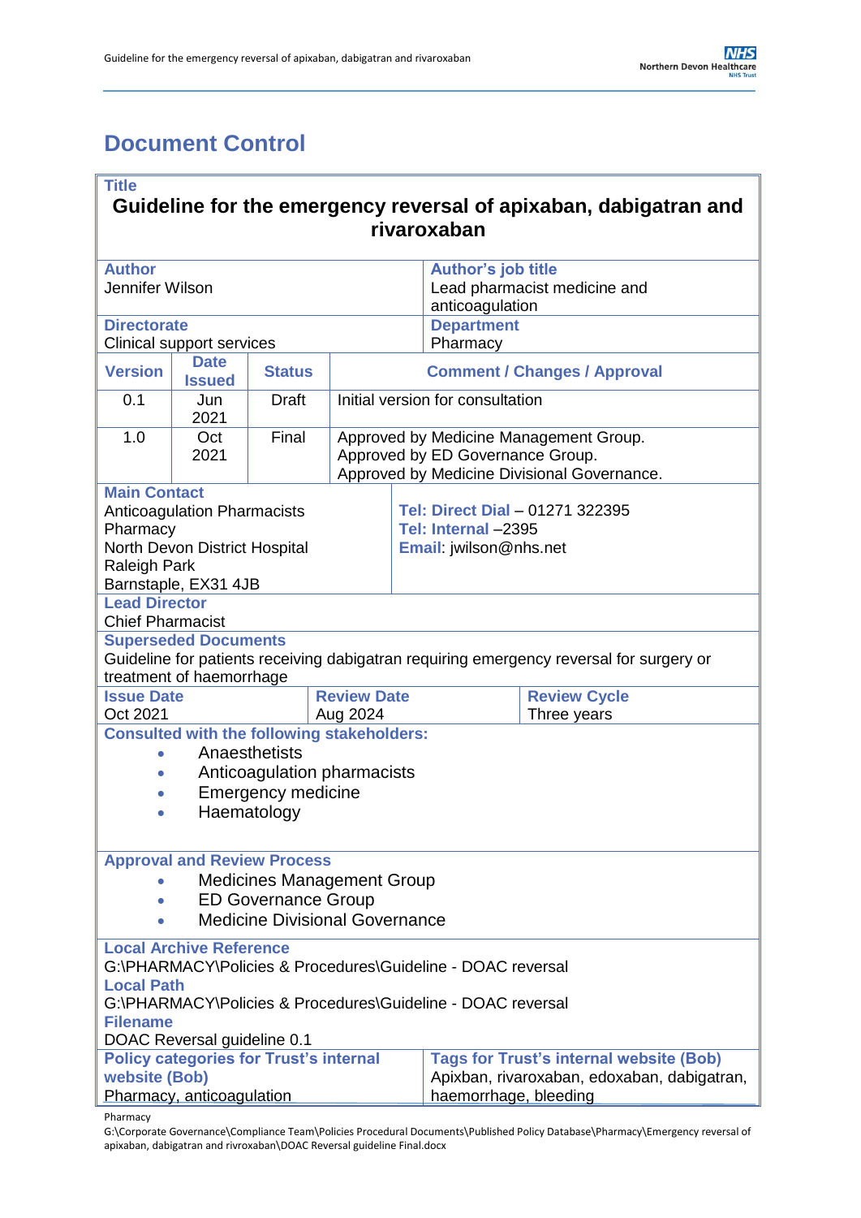# Document Control

| **Title** | | | | |
|---|---|---|---|---|
| **Guideline for the emergency reversal of apixaban, dabigatran and rivaroxaban** | | | | |
| **Author**<br>Jennifer Wilson | | | **Author's job title**<br>Lead pharmacist medicine and anticoagulation | |
| **Directorate**<br>Clinical support services | | | **Department**<br>Pharmacy | |
| **Version** | **Date Issued** | **Status** | **Comment / Changes / Approval** | |
| 0.1 | Jun 2021 | Draft | Initial version for consultation | |
| 1.0 | Oct 2021 | Final | Approved by Medicine Management Group.<br>Approved by ED Governance Group.<br>Approved by Medicine Divisional Governance. | |
| **Main Contact**<br>Anticoagulation Pharmacists<br>Pharmacy<br>North Devon District Hospital<br>Raleigh Park<br>Barnstaple, EX31 4JB | | | **Tel: Direct Dial** – 01271 322395<br>**Tel: Internal** –2395<br>**Email**: jwilson@nhs.net | |
| **Lead Director**<br>Chief Pharmacist | | | | |
| **Superseded Documents**<br>Guideline for patients receiving dabigatran requiring emergency reversal for surgery or treatment of haemorrhage | | | | |
| **Issue Date**<br>Oct 2021 | | **Review Date**<br>Aug 2024 | | **Review Cycle**<br>Three years |
| **Consulted with the following stakeholders:**<br>• Anaesthetists<br>• Anticoagulation pharmacists<br>• Emergency medicine<br>• Haematology | | | | |
| **Approval and Review Process**<br>• Medicines Management Group<br>• ED Governance Group<br>• Medicine Divisional Governance | | | | |
| **Local Archive Reference**<br>G:\PHARMACY\Policies & Procedures\Guideline - DOAC reversal<br>**Local Path**<br>G:\PHARMACY\Policies & Procedures\Guideline - DOAC reversal<br>**Filename**<br>DOAC Reversal guideline 0.1 | | | | |
| **Policy categories for Trust's internal website (Bob)**<br>Pharmacy, anticoagulation | | | **Tags for Trust's internal website (Bob)**<br>Apixban, rivaroxaban, edoxaban, dabigatran, haemorrhage, bleeding | |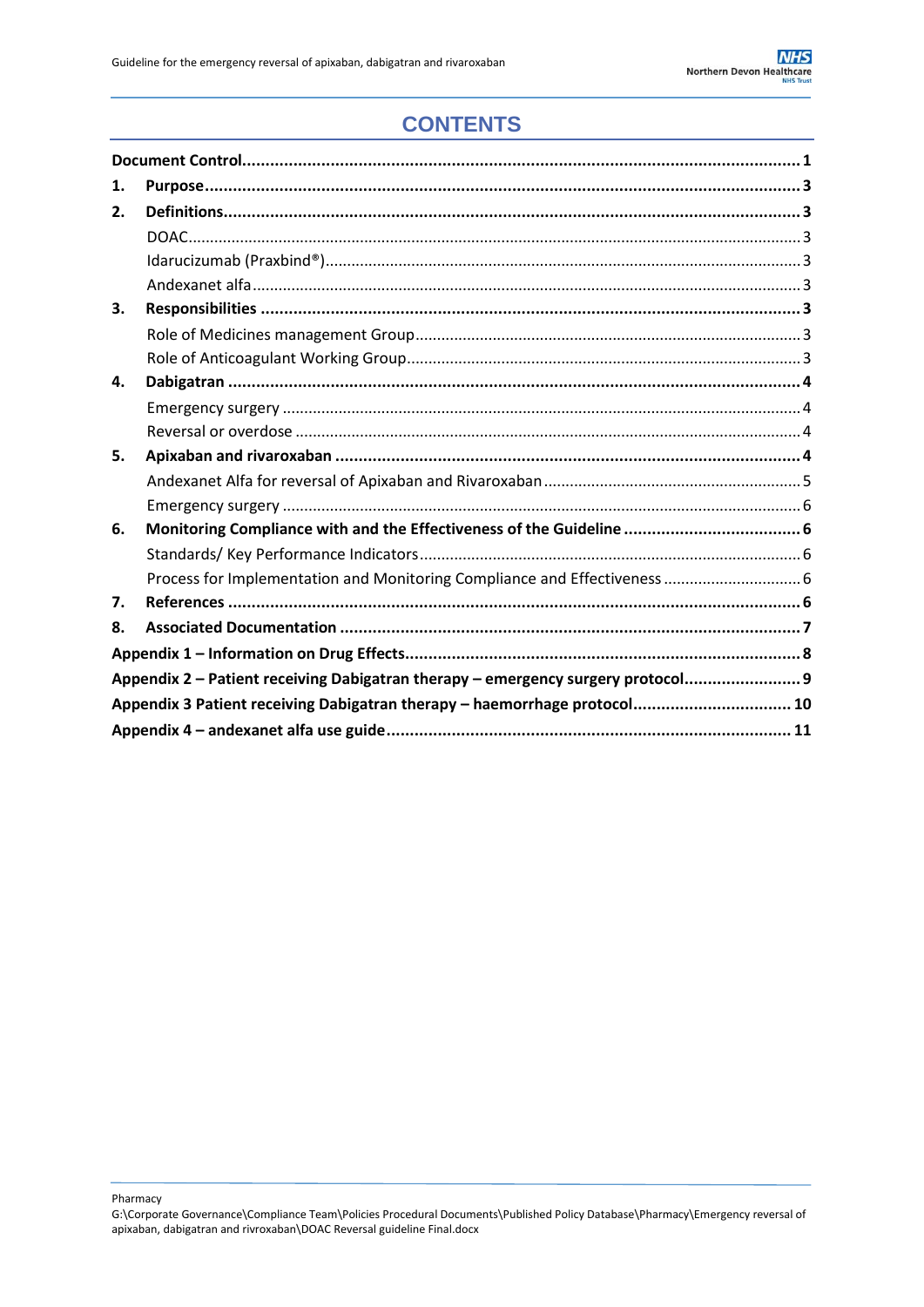# CONTENTS

- **Document Control** ... 1
- **1. Purpose** ... 3
- **2. Definitions** ... 3
  - DOAC ... 3
  - Idarucizumab (Praxbind®) ... 3
  - Andexanet alfa ... 3
- **3. Responsibilities** ... 3
  - Role of Medicines management Group ... 3
  - Role of Anticoagulant Working Group ... 3
- **4. Dabigatran** ... 4
  - Emergency surgery ... 4
  - Reversal or overdose ... 4
- **5. Apixaban and rivaroxaban** ... 4
  - Andexanet Alfa for reversal of Apixaban and Rivaroxaban ... 5
  - Emergency surgery ... 6
- **6. Monitoring Compliance with and the Effectiveness of the Guideline** ... 6
  - Standards/ Key Performance Indicators ... 6
  - Process for Implementation and Monitoring Compliance and Effectiveness ... 6
- **7. References** ... 6
- **8. Associated Documentation** ... 7
- **Appendix 1 – Information on Drug Effects** ... 8
- **Appendix 2 – Patient receiving Dabigatran therapy – emergency surgery protocol** ... 9
- **Appendix 3 Patient receiving Dabigatran therapy – haemorrhage protocol** ... 10
- **Appendix 4 – andexanet alfa use guide** ... 11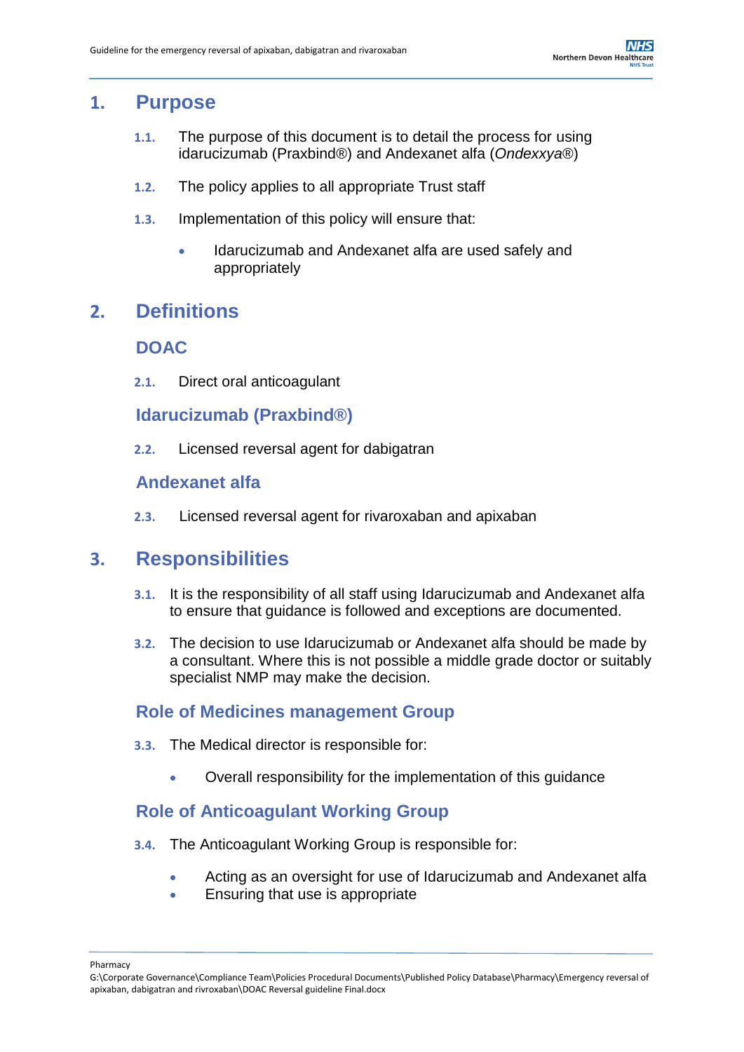# 1. Purpose

1.1. The purpose of this document is to detail the process for using idarucizumab (Praxbind®) and Andexanet alfa (*Ondexxya*®)

1.2. The policy applies to all appropriate Trust staff

1.3. Implementation of this policy will ensure that:

- Idarucizumab and Andexanet alfa are used safely and appropriately

# 2. Definitions

## DOAC

2.1. Direct oral anticoagulant

## Idarucizumab (Praxbind®)

2.2. Licensed reversal agent for dabigatran

## Andexanet alfa

2.3. Licensed reversal agent for rivaroxaban and apixaban

# 3. Responsibilities

3.1. It is the responsibility of all staff using Idarucizumab and Andexanet alfa to ensure that guidance is followed and exceptions are documented.

3.2. The decision to use Idarucizumab or Andexanet alfa should be made by a consultant. Where this is not possible a middle grade doctor or suitably specialist NMP may make the decision.

## Role of Medicines management Group

3.3. The Medical director is responsible for:

- Overall responsibility for the implementation of this guidance

## Role of Anticoagulant Working Group

3.4. The Anticoagulant Working Group is responsible for:

- Acting as an oversight for use of Idarucizumab and Andexanet alfa
- Ensuring that use is appropriate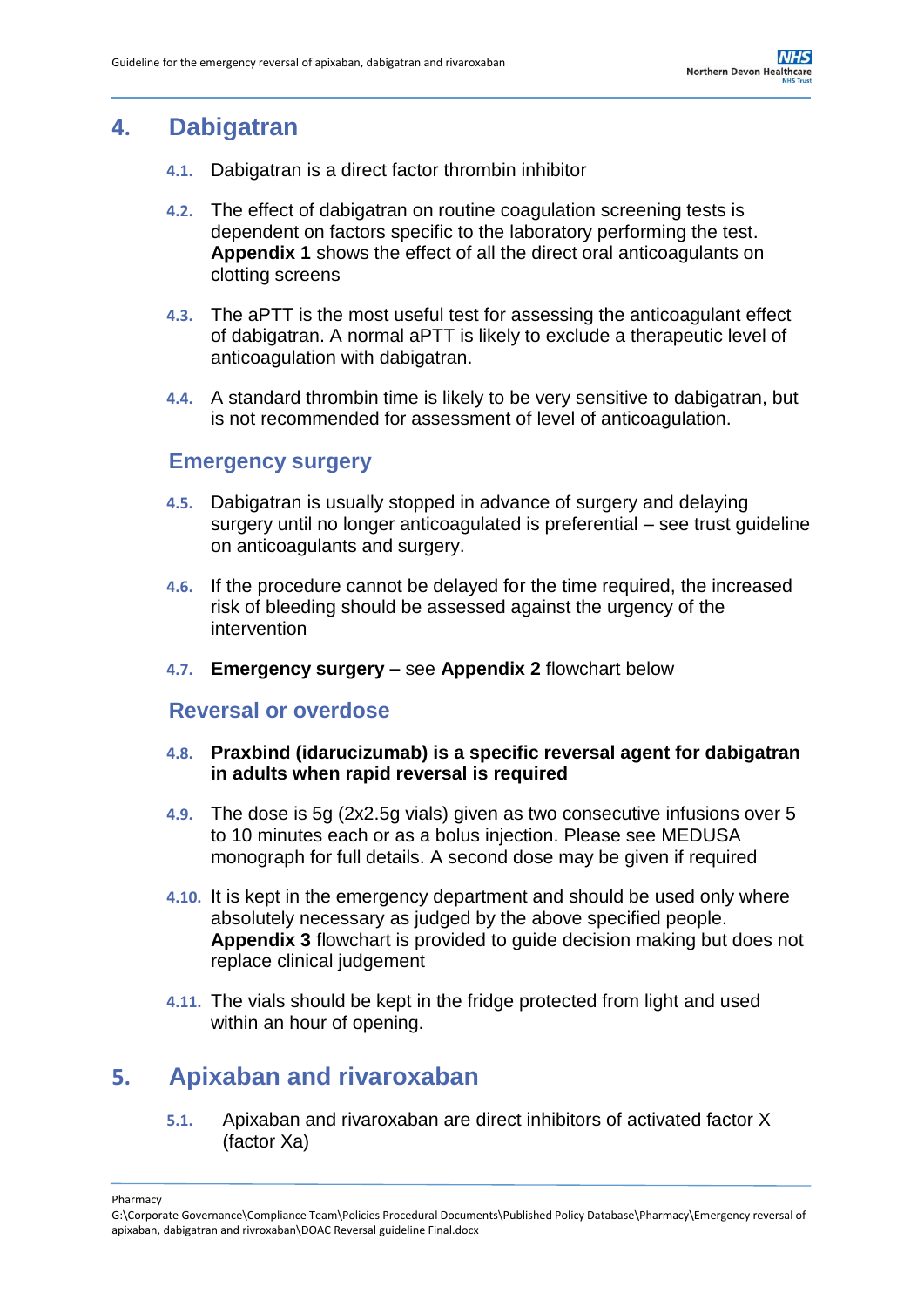# 4. Dabigatran

4.1. Dabigatran is a direct factor thrombin inhibitor

4.2. The effect of dabigatran on routine coagulation screening tests is dependent on factors specific to the laboratory performing the test. **Appendix 1** shows the effect of all the direct oral anticoagulants on clotting screens

4.3. The aPTT is the most useful test for assessing the anticoagulant effect of dabigatran. A normal aPTT is likely to exclude a therapeutic level of anticoagulation with dabigatran.

4.4. A standard thrombin time is likely to be very sensitive to dabigatran, but is not recommended for assessment of level of anticoagulation.

## Emergency surgery

4.5. Dabigatran is usually stopped in advance of surgery and delaying surgery until no longer anticoagulated is preferential – see trust guideline on anticoagulants and surgery.

4.6. If the procedure cannot be delayed for the time required, the increased risk of bleeding should be assessed against the urgency of the intervention

4.7. **Emergency surgery –** see **Appendix 2** flowchart below

## Reversal or overdose

4.8. **Praxbind (idarucizumab) is a specific reversal agent for dabigatran in adults when rapid reversal is required**

4.9. The dose is 5g (2x2.5g vials) given as two consecutive infusions over 5 to 10 minutes each or as a bolus injection. Please see MEDUSA monograph for full details. A second dose may be given if required

4.10. It is kept in the emergency department and should be used only where absolutely necessary as judged by the above specified people. **Appendix 3** flowchart is provided to guide decision making but does not replace clinical judgement

4.11. The vials should be kept in the fridge protected from light and used within an hour of opening.

# 5. Apixaban and rivaroxaban

5.1. Apixaban and rivaroxaban are direct inhibitors of activated factor X (factor Xa)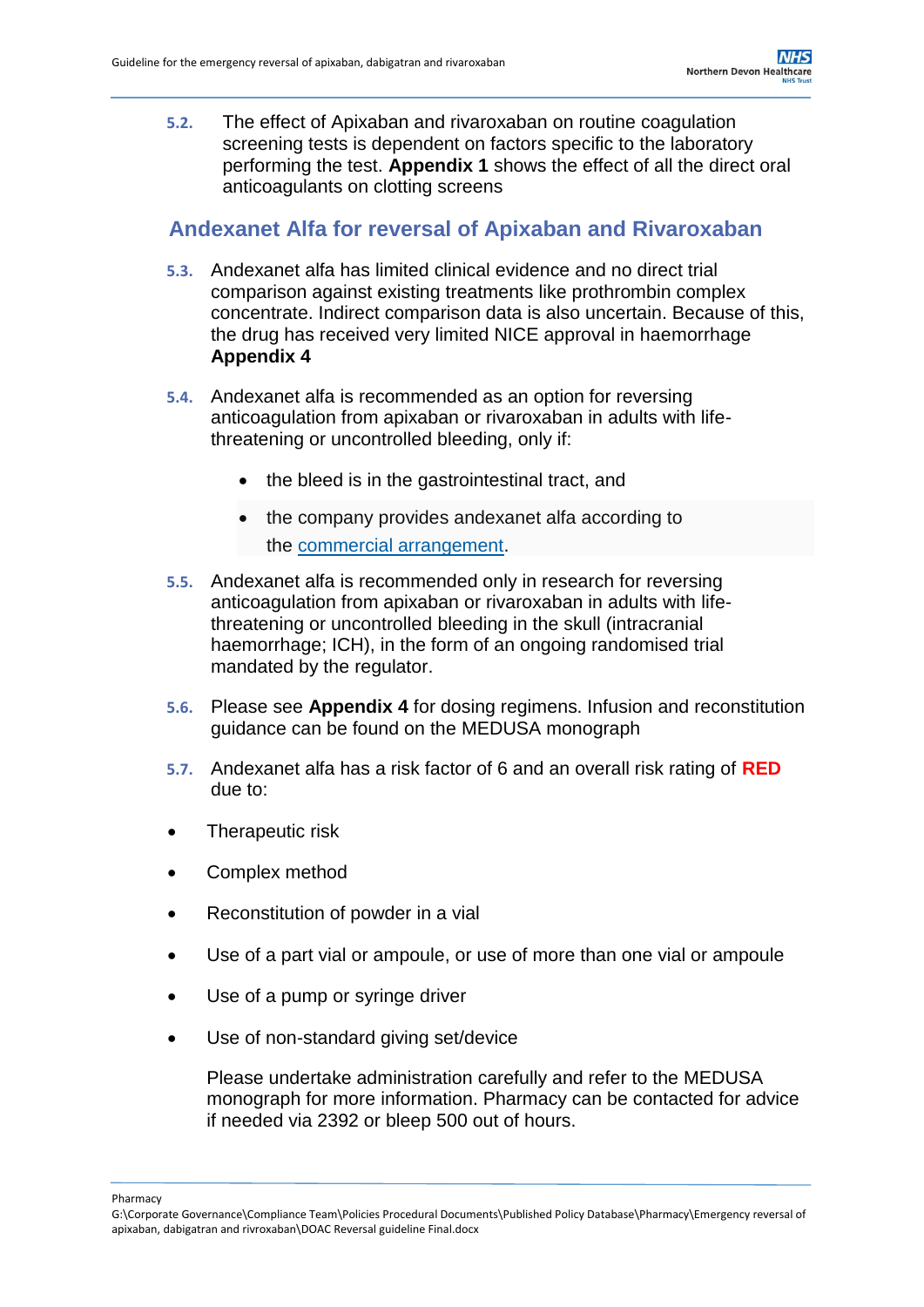5.2. The effect of Apixaban and rivaroxaban on routine coagulation screening tests is dependent on factors specific to the laboratory performing the test. **Appendix 1** shows the effect of all the direct oral anticoagulants on clotting screens

## Andexanet Alfa for reversal of Apixaban and Rivaroxaban

5.3. Andexanet alfa has limited clinical evidence and no direct trial comparison against existing treatments like prothrombin complex concentrate. Indirect comparison data is also uncertain. Because of this, the drug has received very limited NICE approval in haemorrhage **Appendix 4**

5.4. Andexanet alfa is recommended as an option for reversing anticoagulation from apixaban or rivaroxaban in adults with life-threatening or uncontrolled bleeding, only if:

- the bleed is in the gastrointestinal tract, and
- the company provides andexanet alfa according to the commercial arrangement.

5.5. Andexanet alfa is recommended only in research for reversing anticoagulation from apixaban or rivaroxaban in adults with life-threatening or uncontrolled bleeding in the skull (intracranial haemorrhage; ICH), in the form of an ongoing randomised trial mandated by the regulator.

5.6. Please see **Appendix 4** for dosing regimens. Infusion and reconstitution guidance can be found on the MEDUSA monograph

5.7. Andexanet alfa has a risk factor of 6 and an overall risk rating of **RED** due to:

- Therapeutic risk
- Complex method
- Reconstitution of powder in a vial
- Use of a part vial or ampoule, or use of more than one vial or ampoule
- Use of a pump or syringe driver
- Use of non-standard giving set/device

Please undertake administration carefully and refer to the MEDUSA monograph for more information. Pharmacy can be contacted for advice if needed via 2392 or bleep 500 out of hours.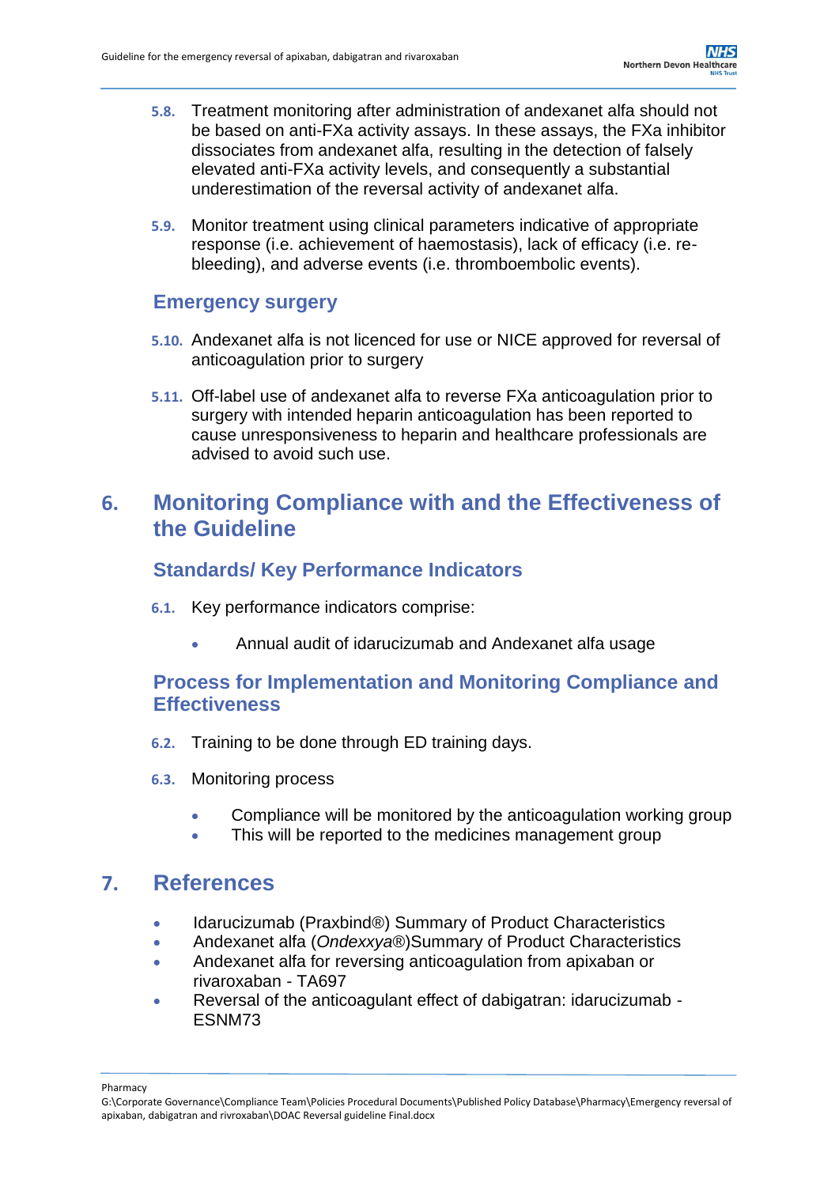5.8. Treatment monitoring after administration of andexanet alfa should not be based on anti-FXa activity assays. In these assays, the FXa inhibitor dissociates from andexanet alfa, resulting in the detection of falsely elevated anti-FXa activity levels, and consequently a substantial underestimation of the reversal activity of andexanet alfa.

5.9. Monitor treatment using clinical parameters indicative of appropriate response (i.e. achievement of haemostasis), lack of efficacy (i.e. re-bleeding), and adverse events (i.e. thromboembolic events).

### Emergency surgery

5.10. Andexanet alfa is not licenced for use or NICE approved for reversal of anticoagulation prior to surgery

5.11. Off-label use of andexanet alfa to reverse FXa anticoagulation prior to surgery with intended heparin anticoagulation has been reported to cause unresponsiveness to heparin and healthcare professionals are advised to avoid such use.

## 6. Monitoring Compliance with and the Effectiveness of the Guideline

### Standards/ Key Performance Indicators

6.1. Key performance indicators comprise:

- Annual audit of idarucizumab and Andexanet alfa usage

### Process for Implementation and Monitoring Compliance and Effectiveness

6.2. Training to be done through ED training days.

6.3. Monitoring process

- Compliance will be monitored by the anticoagulation working group
- This will be reported to the medicines management group

## 7. References

- Idarucizumab (Praxbind®) Summary of Product Characteristics
- Andexanet alfa (*Ondexxya®*)Summary of Product Characteristics
- Andexanet alfa for reversing anticoagulation from apixaban or rivaroxaban - TA697
- Reversal of the anticoagulant effect of dabigatran: idarucizumab - ESNM73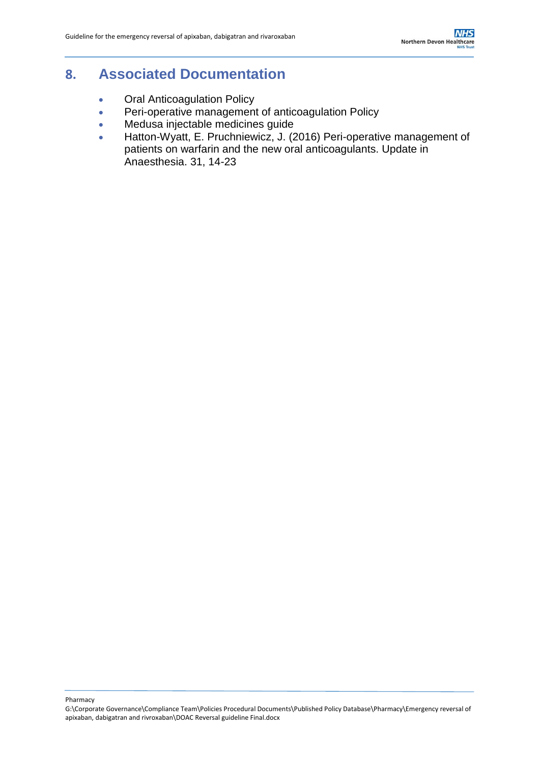## 8. Associated Documentation

- Oral Anticoagulation Policy
- Peri-operative management of anticoagulation Policy
- Medusa injectable medicines guide
- Hatton-Wyatt, E. Pruchniewicz, J. (2016) Peri-operative management of patients on warfarin and the new oral anticoagulants. Update in Anaesthesia. 31, 14-23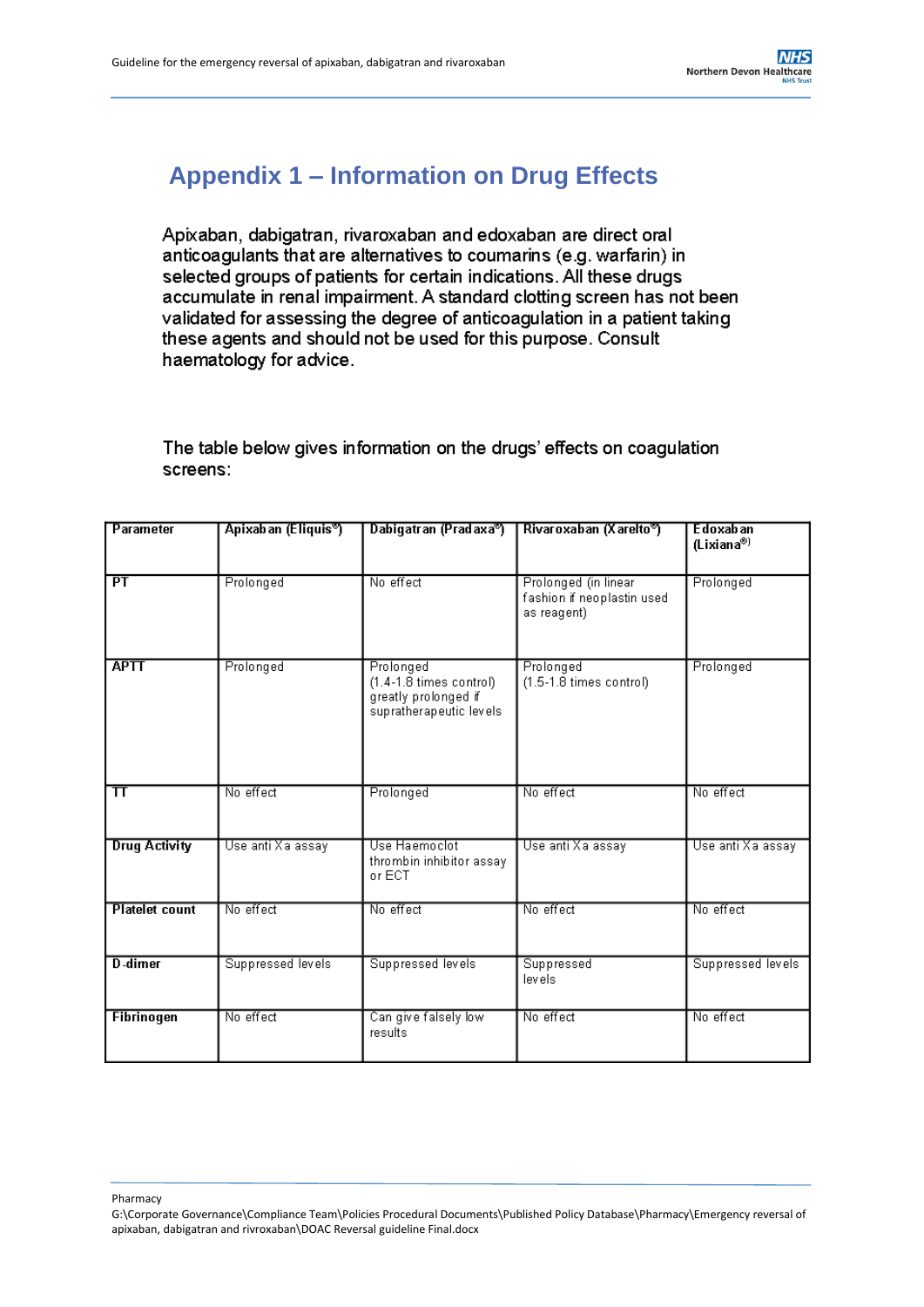# Appendix 1 – Information on Drug Effects

Apixaban, dabigatran, rivaroxaban and edoxaban are direct oral anticoagulants that are alternatives to coumarins (e.g. warfarin) in selected groups of patients for certain indications. All these drugs accumulate in renal impairment. A standard clotting screen has not been validated for assessing the degree of anticoagulation in a patient taking these agents and should not be used for this purpose. Consult haematology for advice.

The table below gives information on the drugs' effects on coagulation screens:

| Parameter | Apixaban (Eliquis®) | Dabigatran (Pradaxa®) | Rivaroxaban (Xarelto®) | Edoxaban (Lixiana®) |
|---|---|---|---|---|
| PT | Prolonged | No effect | Prolonged (in linear fashion if neoplastin used as reagent) | Prolonged |
| APTT | Prolonged | Prolonged (1.4-1.8 times control) greatly prolonged if supratherapeutic levels | Prolonged (1.5-1.8 times control) | Prolonged |
| TT | No effect | Prolonged | No effect | No effect |
| Drug Activity | Use anti Xa assay | Use Haemoclot thrombin inhibitor assay or ECT | Use anti Xa assay | Use anti Xa assay |
| Platelet count | No effect | No effect | No effect | No effect |
| D-dimer | Suppressed levels | Suppressed levels | Suppressed levels | Suppressed levels |
| Fibrinogen | No effect | Can give falsely low results | No effect | No effect |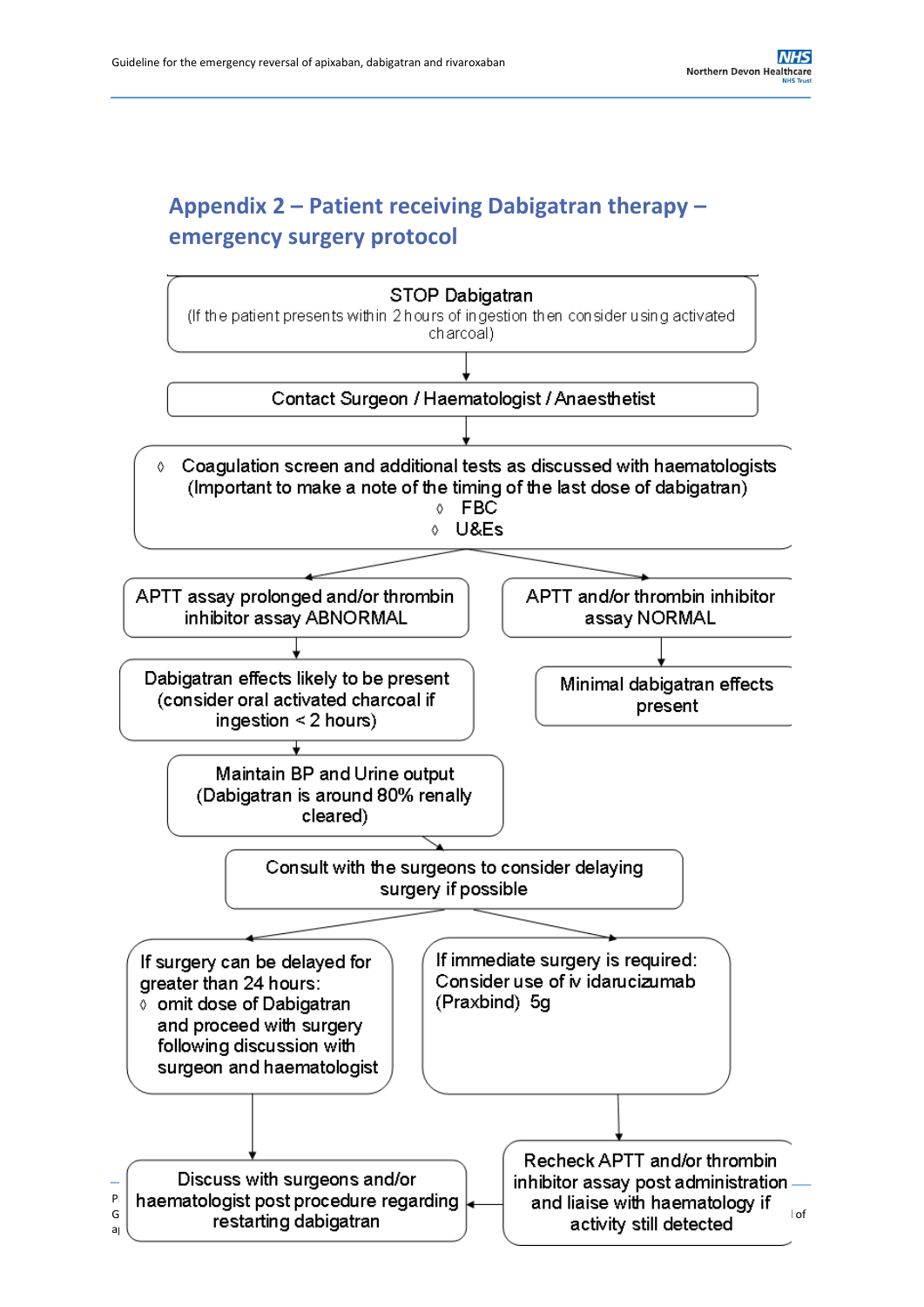## Appendix 2 – Patient receiving Dabigatran therapy – emergency surgery protocol

**STOP Dabigatran**
(If the patient presents within 2 hours of ingestion then consider using activated charcoal)

↓

**Contact Surgeon / Haematologist / Anaesthetist**

↓

- Coagulation screen and additional tests as discussed with haematologists (Important to make a note of the timing of the last dose of dabigatran)
  - FBC
  - U&Es

↓

**APTT assay prolonged and/or thrombin inhibitor assay ABNORMAL**

↓

Dabigatran effects likely to be present (consider oral activated charcoal if ingestion < 2 hours)

↓

Maintain BP and Urine output (Dabigatran is around 80% renally cleared)

↓

Consult with the surgeons to consider delaying surgery if possible

↓

If surgery can be delayed for greater than 24 hours:
- omit dose of Dabigatran and proceed with surgery following discussion with surgeon and haematologist

↓

Discuss with surgeons and/or haematologist post procedure regarding restarting dabigatran

If immediate surgery is required: Consider use of iv idarucizumab (Praxbind) 5g

↓

Recheck APTT and/or thrombin inhibitor assay post administration and liaise with haematology if activity still detected

→ Discuss with surgeons and/or haematologist post procedure regarding restarting dabigatran

**APTT and/or thrombin inhibitor assay NORMAL**

↓

Minimal dabigatran effects present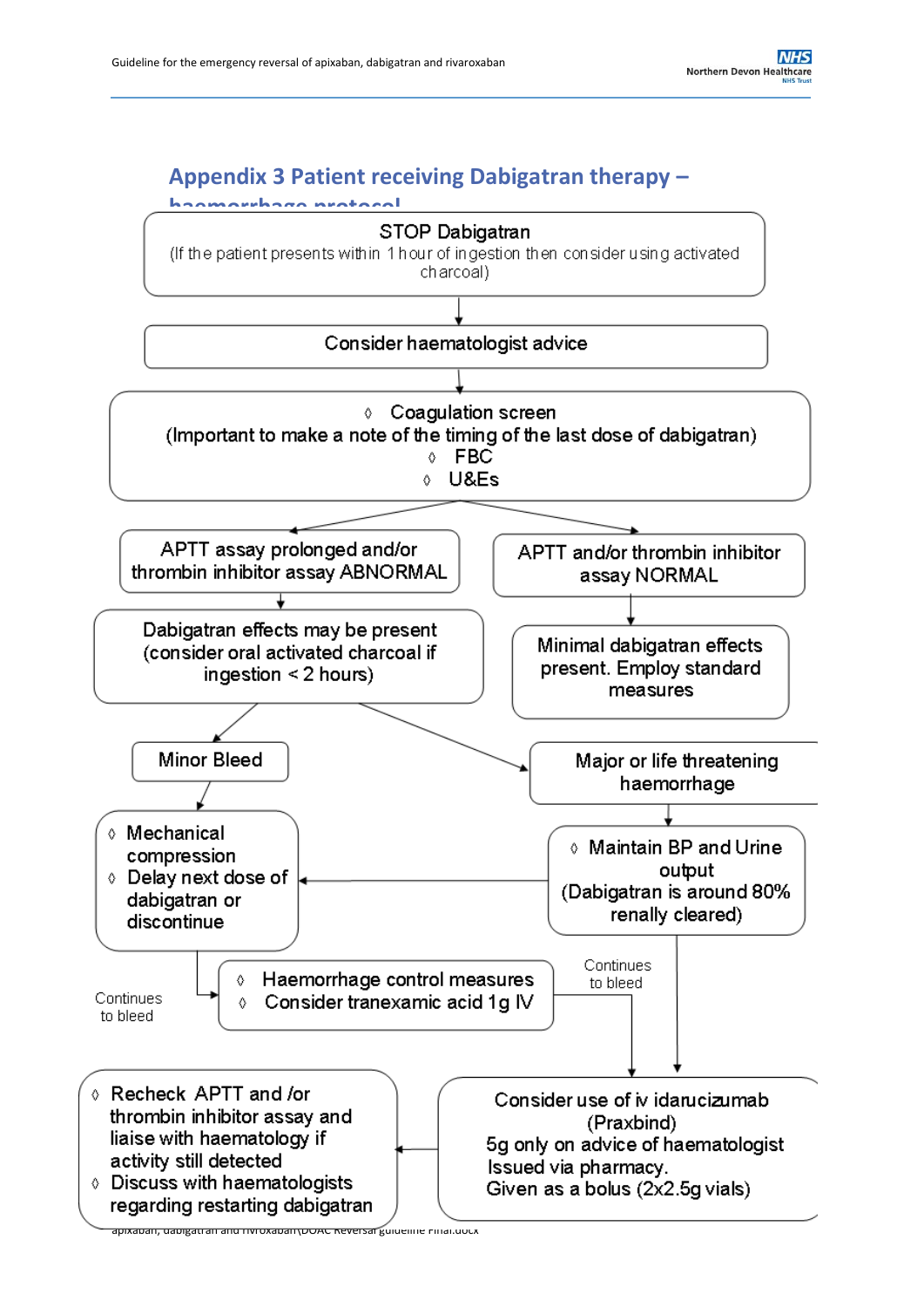## Appendix 3 Patient receiving Dabigatran therapy – haemorrhage protocol

**STOP Dabigatran**
(If the patient presents within 1 hour of ingestion then consider using activated charcoal)

↓

**Consider haematologist advice**

↓

- Coagulation screen
  (Important to make a note of the timing of the last dose of dabigatran)
- FBC
- U&Es

↓

**APTT assay prolonged and/or thrombin inhibitor assay ABNORMAL**

↓

Dabigatran effects may be present (consider oral activated charcoal if ingestion < 2 hours)

→ **Minor Bleed**

- Mechanical compression
- Delay next dose of dabigatran or discontinue

Continues to bleed →

- Haemorrhage control measures
- Consider tranexamic acid 1g IV

→ **Major or life threatening haemorrhage**

- Maintain BP and Urine output
  (Dabigatran is around 80% renally cleared)

(→ Mechanical compression / Delay next dose of dabigatran or discontinue)

Continues to bleed →

Consider use of iv idarucizumab (Praxbind)
5g only on advice of haematologist
Issued via pharmacy.
Given as a bolus (2x2.5g vials)

↓

- Recheck APTT and /or thrombin inhibitor assay and liaise with haematology if activity still detected
- Discuss with haematologists regarding restarting dabigatran

**APTT and/or thrombin inhibitor assay NORMAL**

↓

Minimal dabigatran effects present. Employ standard measures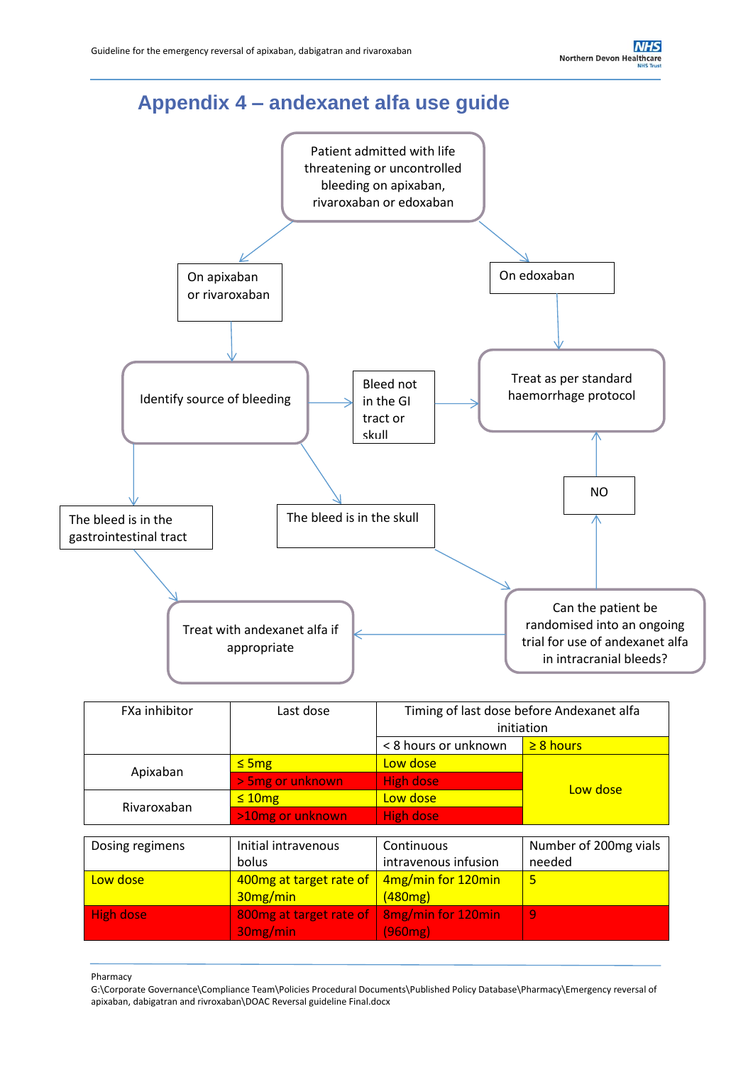## Appendix 4 – andexanet alfa use guide

Patient admitted with life threatening or uncontrolled bleeding on apixaban, rivaroxaban or edoxaban

On apixaban or rivaroxaban

On edoxaban

Identify source of bleeding

Bleed not in the GI tract or skull

Treat as per standard haemorrhage protocol

NO

The bleed is in the gastrointestinal tract

The bleed is in the skull

Treat with andexanet alfa if appropriate

Can the patient be randomised into an ongoing trial for use of andexanet alfa in intracranial bleeds?

| FXa inhibitor | Last dose | Timing of last dose before Andexanet alfa initiation | |
|---|---|---|---|
| | | < 8 hours or unknown | ≥ 8 hours |
| Apixaban | ≤ 5mg | Low dose | Low dose |
| | > 5mg or unknown | High dose | |
| Rivaroxaban | ≤ 10mg | Low dose | |
| | >10mg or unknown | High dose | |

| Dosing regimens | Initial intravenous bolus | Continuous intravenous infusion | Number of 200mg vials needed |
|---|---|---|---|
| Low dose | 400mg at target rate of 30mg/min | 4mg/min for 120min (480mg) | 5 |
| High dose | 800mg at target rate of 30mg/min | 8mg/min for 120min (960mg) | 9 |